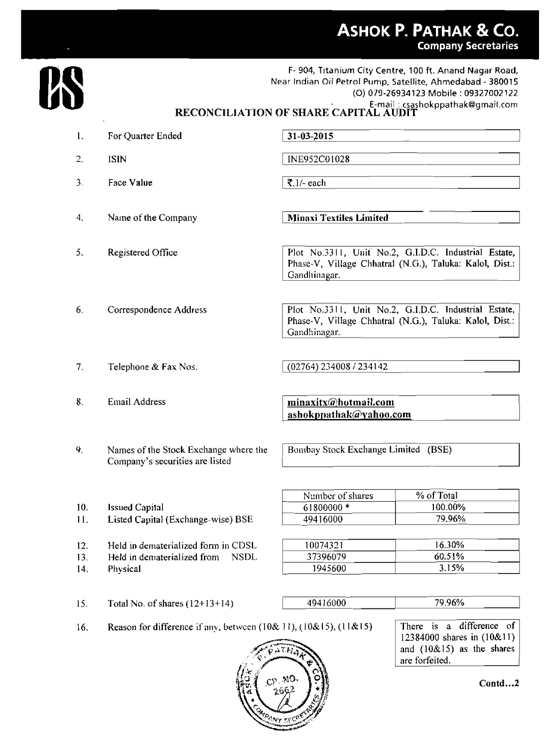# ASHOK P. PATHAK & CO.

**Company Secretaries**

F- 904, Titanium City Centre, 100 ft. Anand Nagar Road,
Near Indian Oil Petrol Pump, Satellite, Ahmedabad - 380015
(O) 079-26934123 Mobile : 09327002122
E-mail : csashokppathak@gmail.com

## RECONCILIATION OF SHARE CAPITAL AUDIT

| | | |
|---|---|---|
| 1. | For Quarter Ended | 31-03-2015 |
| 2. | ISIN | INE952C01028 |
| 3. | Face Value | ₹.1/- each |
| 4. | Name of the Company | **Minaxi Textiles Limited** |
| 5. | Registered Office | Plot No.3311, Unit No.2, G.I.D.C. Industrial Estate, Phase-V, Village Chhatral (N.G.), Taluka: Kalol, Dist.: Gandhinagar. |
| 6. | Correspondence Address | Plot No.3311, Unit No.2, G.I.D.C. Industrial Estate, Phase-V, Village Chhatral (N.G.), Taluka: Kalol, Dist.: Gandhinagar. |
| 7. | Telephone & Fax Nos. | (02764) 234008 / 234142 |
| 8. | Email Address | **minaxitx@hotmail.com** **ashokppathak@yahoo.com** |
| 9. | Names of the Stock Exchange where the Company's securities are listed | Bombay Stock Exchange Limited (BSE) |

| | | Number of shares | % of Total |
|---|---|---|---|
| 10. | Issued Capital | 61800000 * | 100.00% |
| 11. | Listed Capital (Exchange-wise) BSE | 49416000 | 79.96% |
| 12. | Held in dematerialized form in CDSL | 10074321 | 16.30% |
| 13. | Held in dematerialized from NSDL | 37396079 | 60.51% |
| 14. | Physical | 1945600 | 3.15% |
| 15. | Total No. of shares (12+13+14) | 49416000 | 79.96% |

16. Reason for difference if any, between (10& 11), (10&15), (11&15)

There is a difference of 12384000 shares in (10&11) and (10&15) as the shares are forfeited.

Contd...2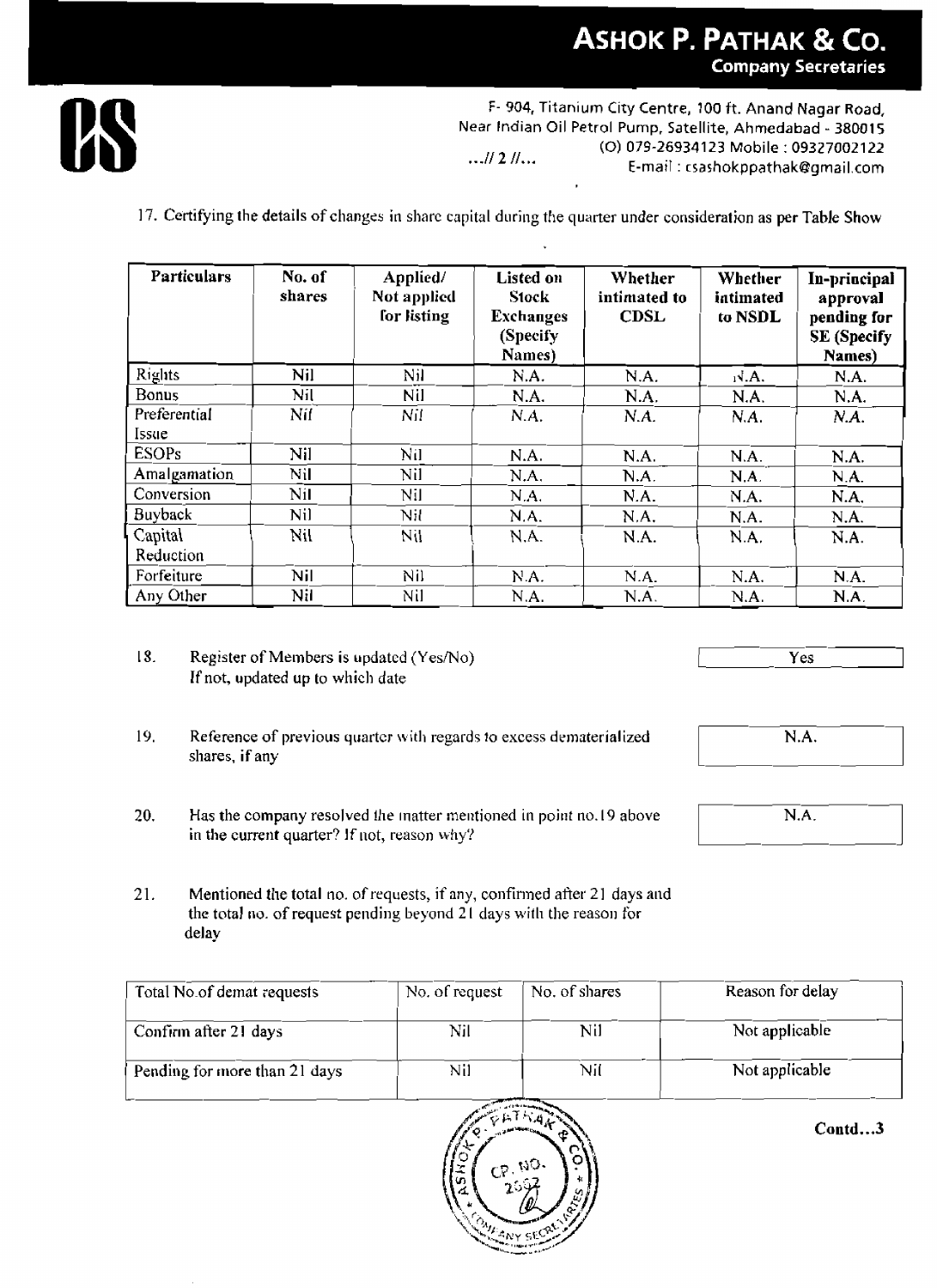**ASHOK P. PATHAK & CO.**
**Company Secretaries**

F- 904, Titanium City Centre, 100 ft. Anand Nagar Road, Near Indian Oil Petrol Pump, Satellite, Ahmedabad - 380015
(O) 079-26934123 Mobile : 09327002122
E-mail : csashokppathak@gmail.com

...// 2 //...

17. Certifying the details of changes in share capital during the quarter under consideration as per Table Show

| Particulars | No. of shares | Applied/ Not applied for listing | Listed on Stock Exchanges (Specify Names) | Whether intimated to CDSL | Whether intimated to NSDL | In-principal approval pending for SE (Specify Names) |
|---|---|---|---|---|---|---|
| Rights | Nil | Nil | N.A. | N.A. | N.A. | N.A. |
| Bonus | Nil | Nil | N.A. | N.A. | N.A. | N.A. |
| Preferential Issue | Nil | Nil | N.A. | N.A. | N.A. | N.A. |
| ESOPs | Nil | Nil | N.A. | N.A. | N.A. | N.A. |
| Amalgamation | Nil | Nil | N.A. | N.A. | N.A. | N.A. |
| Conversion | Nil | Nil | N.A. | N.A. | N.A. | N.A. |
| Buyback | Nil | Nil | N.A. | N.A. | N.A. | N.A. |
| Capital Reduction | Nil | Nil | N.A. | N.A. | N.A. | N.A. |
| Forfeiture | Nil | Nil | N.A. | N.A. | N.A. | N.A. |
| Any Other | Nil | Nil | N.A. | N.A. | N.A. | N.A. |

18. Register of Members is updated (Yes/No) If not, updated up to which date — Yes

19. Reference of previous quarter with regards to excess dematerialized shares, if any — N.A.

20. Has the company resolved the matter mentioned in point no.19 above in the current quarter? If not, reason why? — N.A.

21. Mentioned the total no. of requests, if any, confirmed after 21 days and the total no. of request pending beyond 21 days with the reason for delay

| Total No.of demat requests | No. of request | No. of shares | Reason for delay |
|---|---|---|---|
| Confirm after 21 days | Nil | Nil | Not applicable |
| Pending for more than 21 days | Nil | Nil | Not applicable |

Contd...3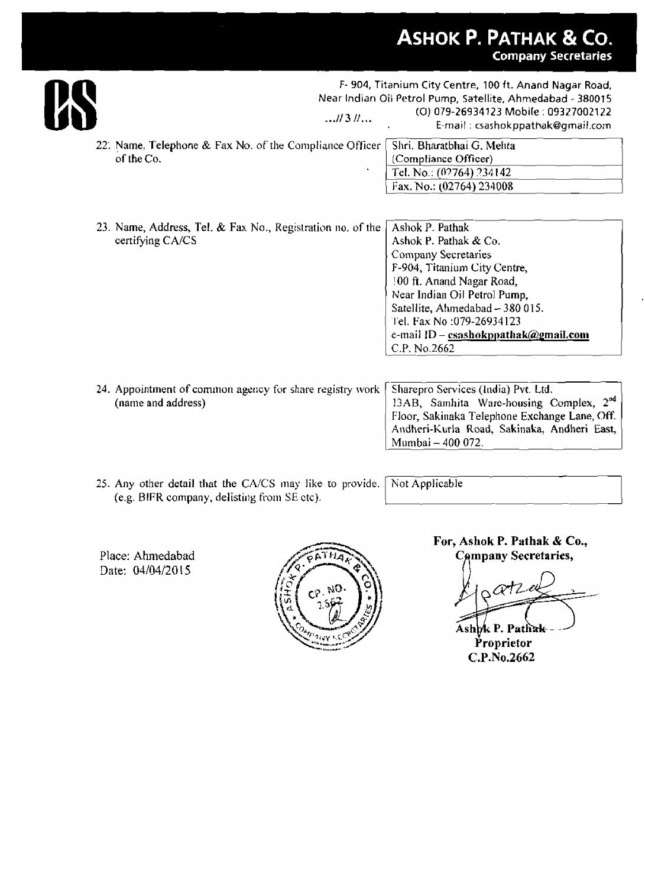# ASHOK P. PATHAK & CO.

**Company Secretaries**

F- 904, Titanium City Centre, 100 ft. Anand Nagar Road,
Near Indian Oil Petrol Pump, Satellite, Ahmedabad - 380015
(O) 079-26934123 Mobile : 09327002122
E-mail : csashokppathak@gmail.com

...// 3 //...

| | |
|---|---|
| 22. Name, Telephone & Fax No. of the Compliance Officer of the Co. | Shri. Bharatbhai G. Mehta<br>(Compliance Officer)<br>Tel. No.: (02764) 234142<br>Fax. No.: (02764) 234008 |
| 23. Name, Address, Tel. & Fax No., Registration no. of the certifying CA/CS | Ashok P. Pathak<br>Ashok P. Pathak & Co.<br>Company Secretaries<br>F-904, Titanium City Centre,<br>100 ft. Anand Nagar Road,<br>Near Indian Oil Petrol Pump,<br>Satellite, Ahmedabad – 380 015.<br>Tel. Fax No :079-26934123<br>e-mail ID – **csashokppathak@gmail.com**<br>C.P. No.2662 |
| 24. Appointment of common agency for share registry work (name and address) | Sharepro Services (India) Pvt. Ltd.<br>13AB, Samhita Ware-housing Complex, 2nd Floor, Sakinaka Telephone Exchange Lane, Off. Andheri-Kurla Road, Sakinaka, Andheri East, Mumbai – 400 072. |
| 25. Any other detail that the CA/CS may like to provide. (e.g. BIFR company, delisting from SE etc). | Not Applicable |

Place: Ahmedabad
Date: 04/04/2015

**For, Ashok P. Pathak & Co.,**
**Company Secretaries,**

**Ashok P. Pathak**
**Proprietor**
**C.P.No.2662**